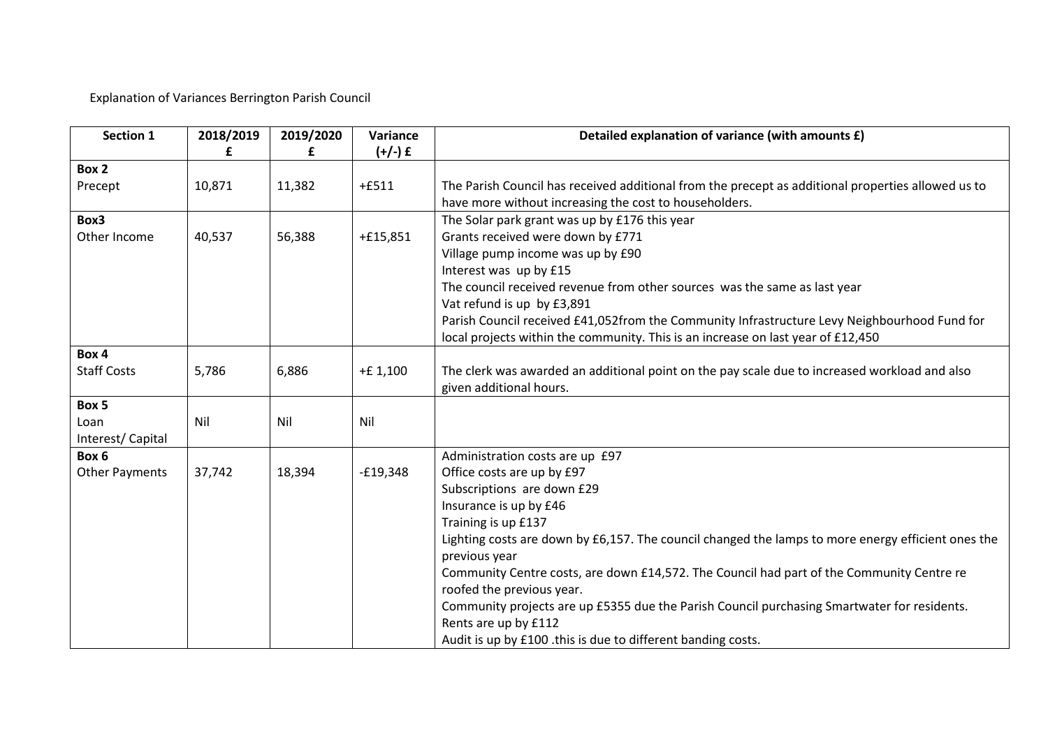Explanation of Variances Berrington Parish Council

| Section 1 | 2018/2019 £ | 2019/2020 £ | Variance (+/-) £ | Detailed explanation of variance (with amounts £) |
|---|---|---|---|---|
| **Box 2**<br>Precept | 10,871 | 11,382 | +£511 | The Parish Council has received additional from the precept as additional properties allowed us to have more without increasing the cost to householders. |
| **Box3**<br>Other Income | 40,537 | 56,388 | +£15,851 | The Solar park grant was up by £176 this year<br>Grants received were down by £771<br>Village pump income was up by £90<br>Interest was up by £15<br>The council received revenue from other sources was the same as last year<br>Vat refund is up by £3,891<br>Parish Council received £41,052from the Community Infrastructure Levy Neighbourhood Fund for local projects within the community. This is an increase on last year of £12,450 |
| **Box 4**<br>Staff Costs | 5,786 | 6,886 | +£ 1,100 | The clerk was awarded an additional point on the pay scale due to increased workload and also given additional hours. |
| **Box 5**<br>Loan Interest/ Capital | Nil | Nil | Nil | |
| **Box 6**<br>Other Payments | 37,742 | 18,394 | -£19,348 | Administration costs are up £97<br>Office costs are up by £97<br>Subscriptions are down £29<br>Insurance is up by £46<br>Training is up £137<br>Lighting costs are down by £6,157. The council changed the lamps to more energy efficient ones the previous year<br>Community Centre costs, are down £14,572. The Council had part of the Community Centre re roofed the previous year.<br>Community projects are up £5355 due the Parish Council purchasing Smartwater for residents.<br>Rents are up by £112<br>Audit is up by £100 .this is due to different banding costs. |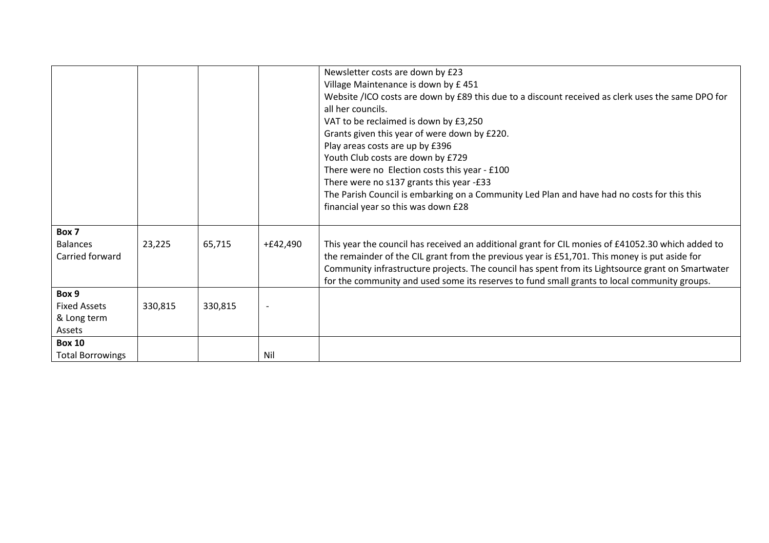| | | | | |
|---|---|---|---|---|
| | | | | Newsletter costs are down by £23<br>Village Maintenance is down by £ 451<br>Website /ICO costs are down by £89 this due to a discount received as clerk uses the same DPO for all her councils.<br>VAT to be reclaimed is down by £3,250<br>Grants given this year of were down by £220.<br>Play areas costs are up by £396<br>Youth Club costs are down by £729<br>There were no Election costs this year - £100<br>There were no s137 grants this year -£33<br>The Parish Council is embarking on a Community Led Plan and have had no costs for this this financial year so this was down £28 |
| **Box 7**<br>Balances<br>Carried forward | 23,225 | 65,715 | +£42,490 | This year the council has received an additional grant for CIL monies of £41052.30 which added to the remainder of the CIL grant from the previous year is £51,701. This money is put aside for Community infrastructure projects. The council has spent from its Lightsource grant on Smartwater for the community and used some its reserves to fund small grants to local community groups. |
| **Box 9**<br>Fixed Assets<br>& Long term<br>Assets | 330,815 | 330,815 | - | |
| **Box 10**<br>Total Borrowings | | | Nil | |